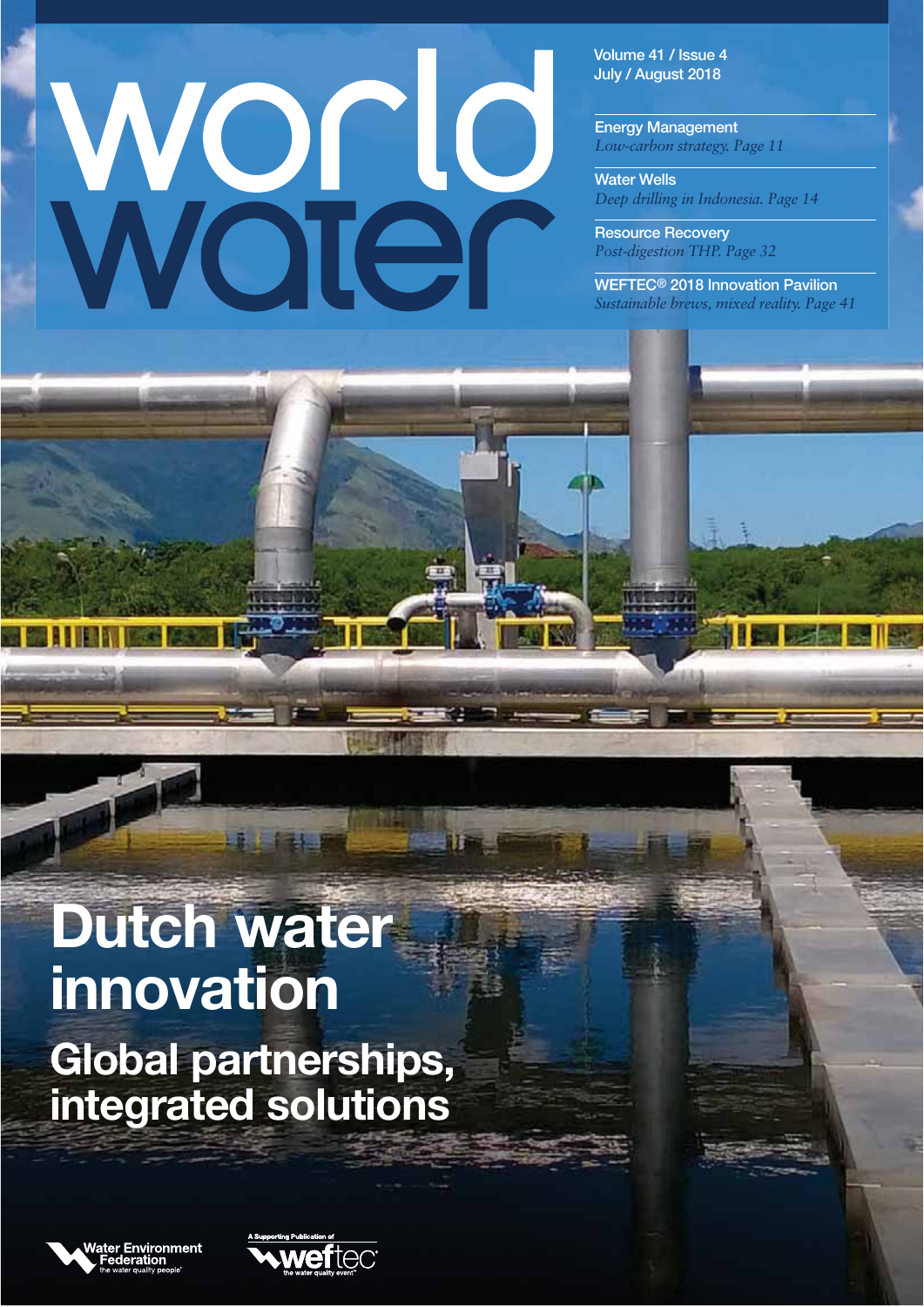# world water

Volume 41 / Issue 4
July / August 2018

**Energy Management**
*Low-carbon strategy. Page 11*

**Water Wells**
*Deep drilling in Indonesia. Page 14*

**Resource Recovery**
*Post-digestion THP. Page 32*

**WEFTEC® 2018 Innovation Pavilion**
*Sustainable brews, mixed reality. Page 41*

# Dutch water innovation

## Global partnerships, integrated solutions

Water Environment Federation
the water quality people®

A Supporting Publication of weftec®
the water quality event™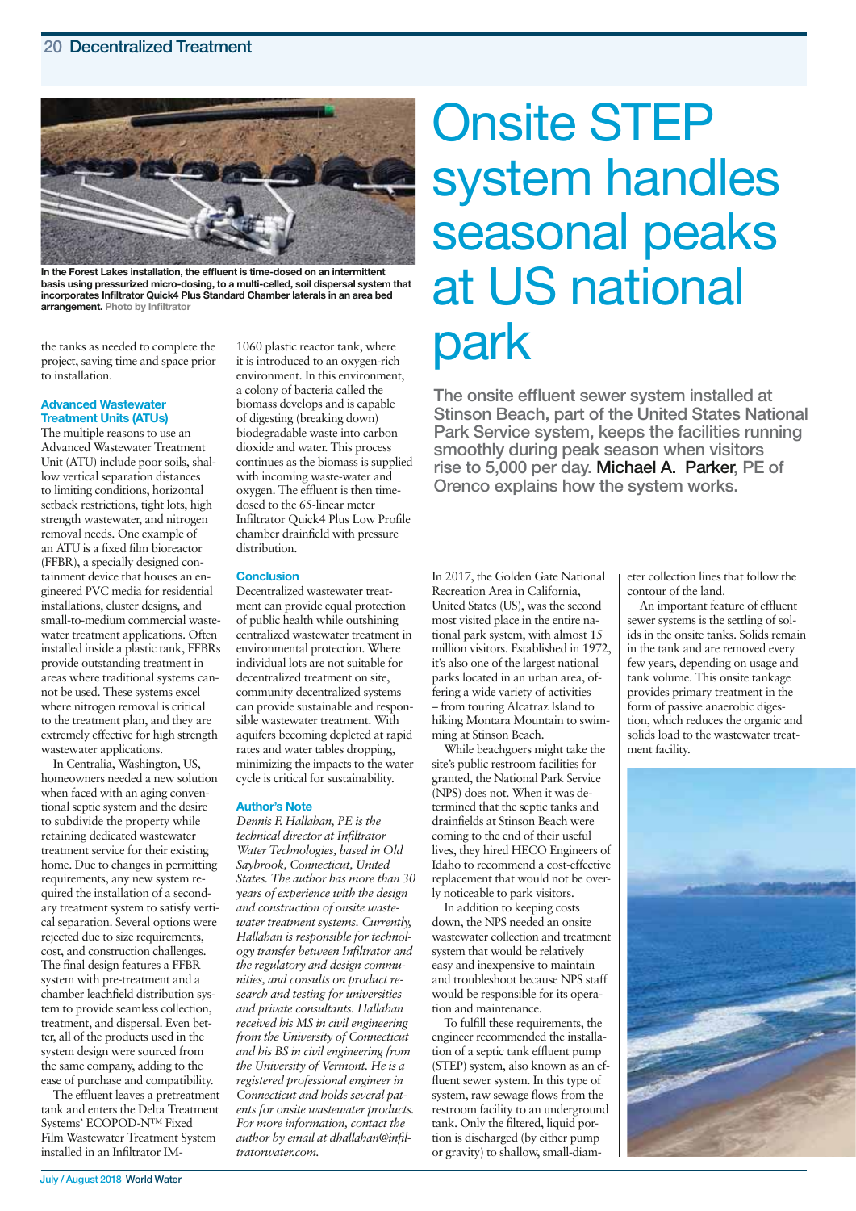In the Forest Lakes installation, the effluent is time-dosed on an intermittent basis using pressurized micro-dosing, to a multi-celled, soil dispersal system that incorporates Infiltrator Quick4 Plus Standard Chamber laterals in an area bed arrangement. Photo by Infiltrator

the tanks as needed to complete the project, saving time and space prior to installation.

### Advanced Wastewater Treatment Units (ATUs)

The multiple reasons to use an Advanced Wastewater Treatment Unit (ATU) include poor soils, shallow vertical separation distances to limiting conditions, horizontal setback restrictions, tight lots, high strength wastewater, and nitrogen removal needs. One example of an ATU is a fixed film bioreactor (FFBR), a specially designed containment device that houses an engineered PVC media for residential installations, cluster designs, and small-to-medium commercial wastewater treatment applications. Often installed inside a plastic tank, FFBRs provide outstanding treatment in areas where traditional systems cannot be used. These systems excel where nitrogen removal is critical to the treatment plan, and they are extremely effective for high strength wastewater applications.

In Centralia, Washington, US, homeowners needed a new solution when faced with an aging conventional septic system and the desire to subdivide the property while retaining dedicated wastewater treatment service for their existing home. Due to changes in permitting requirements, any new system required the installation of a secondary treatment system to satisfy vertical separation. Several options were rejected due to size requirements, cost, and construction challenges. The final design features a FFBR system with pre-treatment and a chamber leachfield distribution system to provide seamless collection, treatment, and dispersal. Even better, all of the products used in the system design were sourced from the same company, adding to the ease of purchase and compatibility.

The effluent leaves a pretreatment tank and enters the Delta Treatment Systems' ECOPOD-N™ Fixed Film Wastewater Treatment System installed in an Infiltrator IM-1060 plastic reactor tank, where it is introduced to an oxygen-rich environment. In this environment, a colony of bacteria called the biomass develops and is capable of digesting (breaking down) biodegradable waste into carbon dioxide and water. This process continues as the biomass is supplied with incoming waste-water and oxygen. The effluent is then time-dosed to the 65-linear meter Infiltrator Quick4 Plus Low Profile chamber drainfield with pressure distribution.

### Conclusion

Decentralized wastewater treatment can provide equal protection of public health while outshining centralized wastewater treatment in environmental protection. Where individual lots are not suitable for decentralized treatment on site, community decentralized systems can provide sustainable and responsible wastewater treatment. With aquifers becoming depleted at rapid rates and water tables dropping, minimizing the impacts to the water cycle is critical for sustainability.

### Author's Note

*Dennis F. Hallahan, PE is the technical director at Infiltrator Water Technologies, based in Old Saybrook, Connecticut, United States. The author has more than 30 years of experience with the design and construction of onsite wastewater treatment systems. Currently, Hallahan is responsible for technology transfer between Infiltrator and the regulatory and design communities, and consults on product research and testing for universities and private consultants. Hallahan received his MS in civil engineering from the University of Connecticut and his BS in civil engineering from the University of Vermont. He is a registered professional engineer in Connecticut and holds several patents for onsite wastewater products. For more information, contact the author by email at dhallahan@infiltratorwater.com.*

# Onsite STEP system handles seasonal peaks at US national park

**The onsite effluent sewer system installed at Stinson Beach, part of the United States National Park Service system, keeps the facilities running smoothly during peak season when visitors rise to 5,000 per day. Michael A. Parker, PE of Orenco explains how the system works.**

In 2017, the Golden Gate National Recreation Area in California, United States (US), was the second most visited place in the entire national park system, with almost 15 million visitors. Established in 1972, it's also one of the largest national parks located in an urban area, offering a wide variety of activities – from touring Alcatraz Island to hiking Montara Mountain to swimming at Stinson Beach.

While beachgoers might take the site's public restroom facilities for granted, the National Park Service (NPS) does not. When it was determined that the septic tanks and drainfields at Stinson Beach were coming to the end of their useful lives, they hired HECO Engineers of Idaho to recommend a cost-effective replacement that would not be overly noticeable to park visitors.

In addition to keeping costs down, the NPS needed an onsite wastewater collection and treatment system that would be relatively easy and inexpensive to maintain and troubleshoot because NPS staff would be responsible for its operation and maintenance.

To fulfill these requirements, the engineer recommended the installation of a septic tank effluent pump (STEP) system, also known as an effluent sewer system. In this type of system, raw sewage flows from the restroom facility to an underground tank. Only the filtered, liquid portion is discharged (by either pump or gravity) to shallow, small-diameter collection lines that follow the contour of the land.

An important feature of effluent sewer systems is the settling of solids in the onsite tanks. Solids remain in the tank and are removed every few years, depending on usage and tank volume. This onsite tankage provides primary treatment in the form of passive anaerobic digestion, which reduces the organic and solids load to the wastewater treatment facility.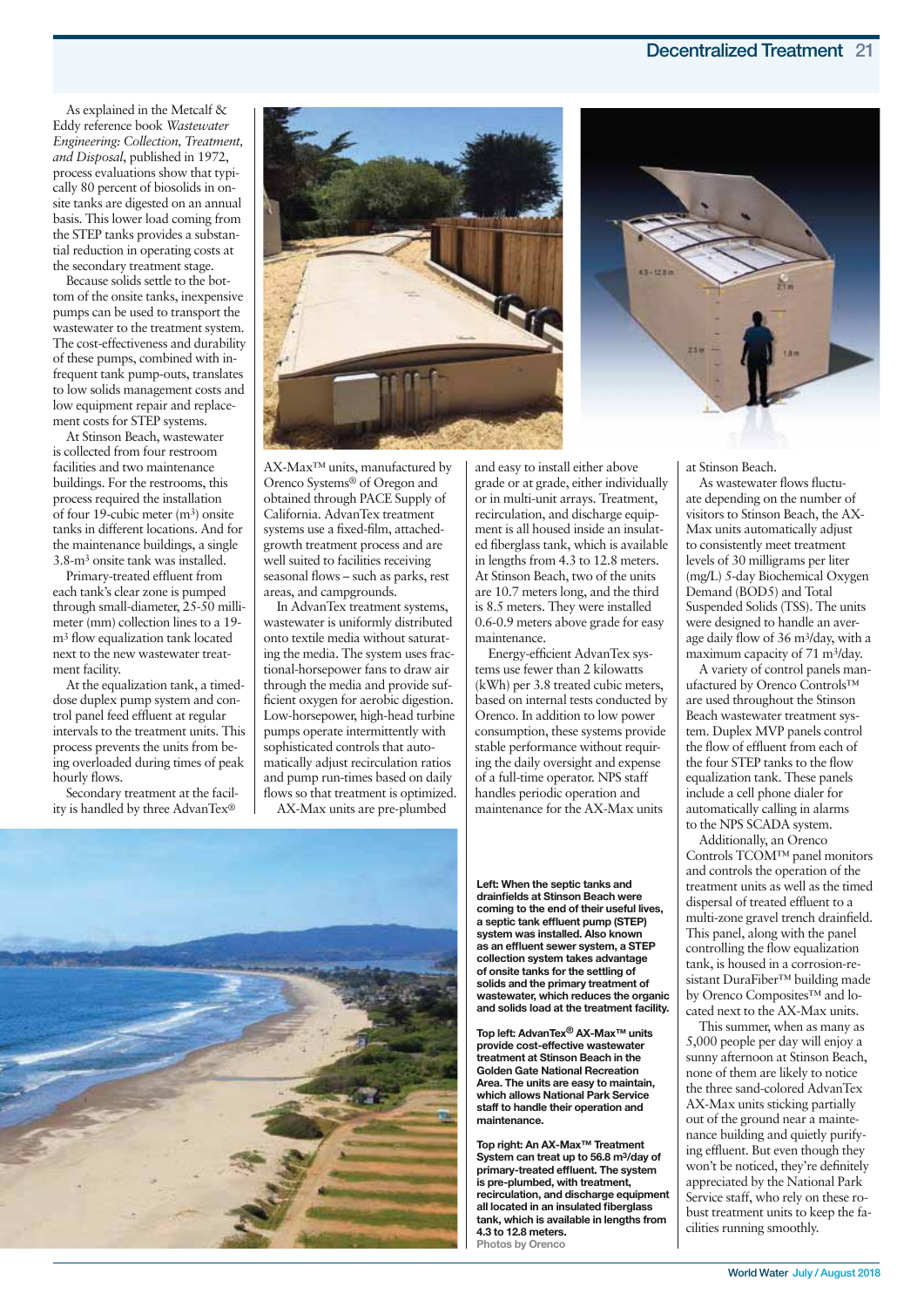As explained in the Metcalf & Eddy reference book *Wastewater Engineering: Collection, Treatment, and Disposal*, published in 1972, process evaluations show that typically 80 percent of biosolids in onsite tanks are digested on an annual basis. This lower load coming from the STEP tanks provides a substantial reduction in operating costs at the secondary treatment stage.

Because solids settle to the bottom of the onsite tanks, inexpensive pumps can be used to transport the wastewater to the treatment system. The cost-effectiveness and durability of these pumps, combined with infrequent tank pump-outs, translates to low solids management costs and low equipment repair and replacement costs for STEP systems.

At Stinson Beach, wastewater is collected from four restroom facilities and two maintenance buildings. For the restrooms, this process required the installation of four 19-cubic meter ($m^3$) onsite tanks in different locations. And for the maintenance buildings, a single 3.8-$m^3$ onsite tank was installed.

Primary-treated effluent from each tank's clear zone is pumped through small-diameter, 25-50 millimeter (mm) collection lines to a 19-$m^3$ flow equalization tank located next to the new wastewater treatment facility.

At the equalization tank, a timed-dose duplex pump system and control panel feed effluent at regular intervals to the treatment units. This process prevents the units from being overloaded during times of peak hourly flows.

Secondary treatment at the facility is handled by three AdvanTex® AX-Max™ units, manufactured by Orenco Systems® of Oregon and obtained through PACE Supply of California. AdvanTex treatment systems use a fixed-film, attached-growth treatment process and are well suited to facilities receiving seasonal flows – such as parks, rest areas, and campgrounds.

In AdvanTex treatment systems, wastewater is uniformly distributed onto textile media without saturating the media. The system uses fractional-horsepower fans to draw air through the media and provide sufficient oxygen for aerobic digestion. Low-horsepower, high-head turbine pumps operate intermittently with sophisticated controls that automatically adjust recirculation ratios and pump run-times based on daily flows so that treatment is optimized.

AX-Max units are pre-plumbed and easy to install either above grade or at grade, either individually or in multi-unit arrays. Treatment, recirculation, and discharge equipment is all housed inside an insulated fiberglass tank, which is available in lengths from 4.3 to 12.8 meters. At Stinson Beach, two of the units are 10.7 meters long, and the third is 8.5 meters. They were installed 0.6-0.9 meters above grade for easy maintenance.

Energy-efficient AdvanTex systems use fewer than 2 kilowatts (kWh) per 3.8 treated cubic meters, based on internal tests conducted by Orenco. In addition to low power consumption, these systems provide stable performance without requiring the daily oversight and expense of a full-time operator. NPS staff handles periodic operation and maintenance for the AX-Max units at Stinson Beach.

As wastewater flows fluctuate depending on the number of visitors to Stinson Beach, the AX-Max units automatically adjust to consistently meet treatment levels of 30 milligrams per liter (mg/L) 5-day Biochemical Oxygen Demand (BOD5) and Total Suspended Solids (TSS). The units were designed to handle an average daily flow of 36 $m^3$/day, with a maximum capacity of 71 $m^3$/day.

A variety of control panels manufactured by Orenco Controls™ are used throughout the Stinson Beach wastewater treatment system. Duplex MVP panels control the flow of effluent from each of the four STEP tanks to the flow equalization tank. These panels include a cell phone dialer for automatically calling in alarms to the NPS SCADA system.

Additionally, an Orenco Controls TCOM™ panel monitors and controls the operation of the treatment units as well as the timed dispersal of treated effluent to a multi-zone gravel trench drainfield. This panel, along with the panel controlling the flow equalization tank, is housed in a corrosion-resistant DuraFiber™ building made by Orenco Composites™ and located next to the AX-Max units.

This summer, when as many as 5,000 people per day will enjoy a sunny afternoon at Stinson Beach, none of them are likely to notice the three sand-colored AdvanTex AX-Max units sticking partially out of the ground near a maintenance building and quietly purifying effluent. But even though they won't be noticed, they're definitely appreciated by the National Park Service staff, who rely on these robust treatment units to keep the facilities running smoothly.

**Left: When the septic tanks and drainfields at Stinson Beach were coming to the end of their useful lives, a septic tank effluent pump (STEP) system was installed. Also known as an effluent sewer system, a STEP collection system takes advantage of onsite tanks for the settling of solids and the primary treatment of wastewater, which reduces the organic and solids load at the treatment facility.**

**Top left: AdvanTex® AX-Max™ units provide cost-effective wastewater treatment at Stinson Beach in the Golden Gate National Recreation Area. The units are easy to maintain, which allows National Park Service staff to handle their operation and maintenance.**

**Top right: An AX-Max™ Treatment System can treat up to 56.8 $m^3$/day of primary-treated effluent. The system is pre-plumbed, with treatment, recirculation, and discharge equipment all located in an insulated fiberglass tank, which is available in lengths from 4.3 to 12.8 meters.**

Photos by Orenco